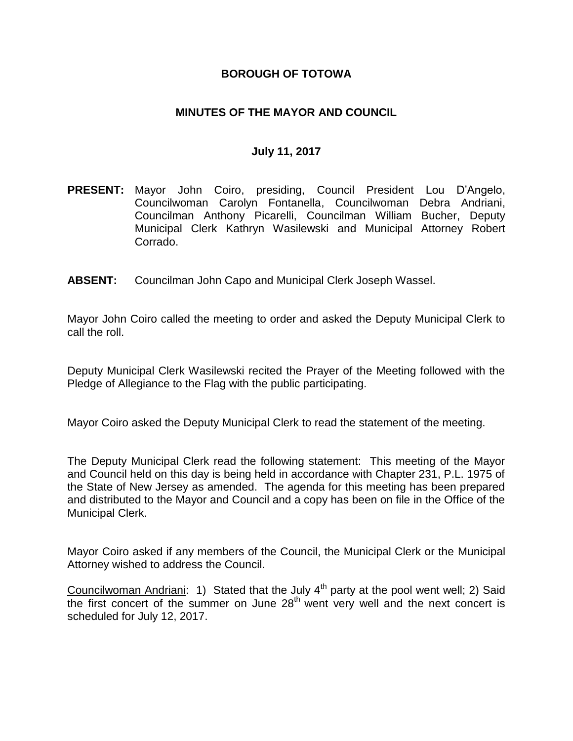# BOROUGH OF TOTOWA

## MINUTES OF THE MAYOR AND COUNCIL

### July 11, 2017

**PRESENT:** Mayor John Coiro, presiding, Council President Lou D'Angelo, Councilwoman Carolyn Fontanella, Councilwoman Debra Andriani, Councilman Anthony Picarelli, Councilman William Bucher, Deputy Municipal Clerk Kathryn Wasilewski and Municipal Attorney Robert Corrado.

**ABSENT:** Councilman John Capo and Municipal Clerk Joseph Wassel.

Mayor John Coiro called the meeting to order and asked the Deputy Municipal Clerk to call the roll.

Deputy Municipal Clerk Wasilewski recited the Prayer of the Meeting followed with the Pledge of Allegiance to the Flag with the public participating.

Mayor Coiro asked the Deputy Municipal Clerk to read the statement of the meeting.

The Deputy Municipal Clerk read the following statement: This meeting of the Mayor and Council held on this day is being held in accordance with Chapter 231, P.L. 1975 of the State of New Jersey as amended. The agenda for this meeting has been prepared and distributed to the Mayor and Council and a copy has been on file in the Office of the Municipal Clerk.

Mayor Coiro asked if any members of the Council, the Municipal Clerk or the Municipal Attorney wished to address the Council.

Councilwoman Andriani: 1) Stated that the July 4th party at the pool went well; 2) Said the first concert of the summer on June 28th went very well and the next concert is scheduled for July 12, 2017.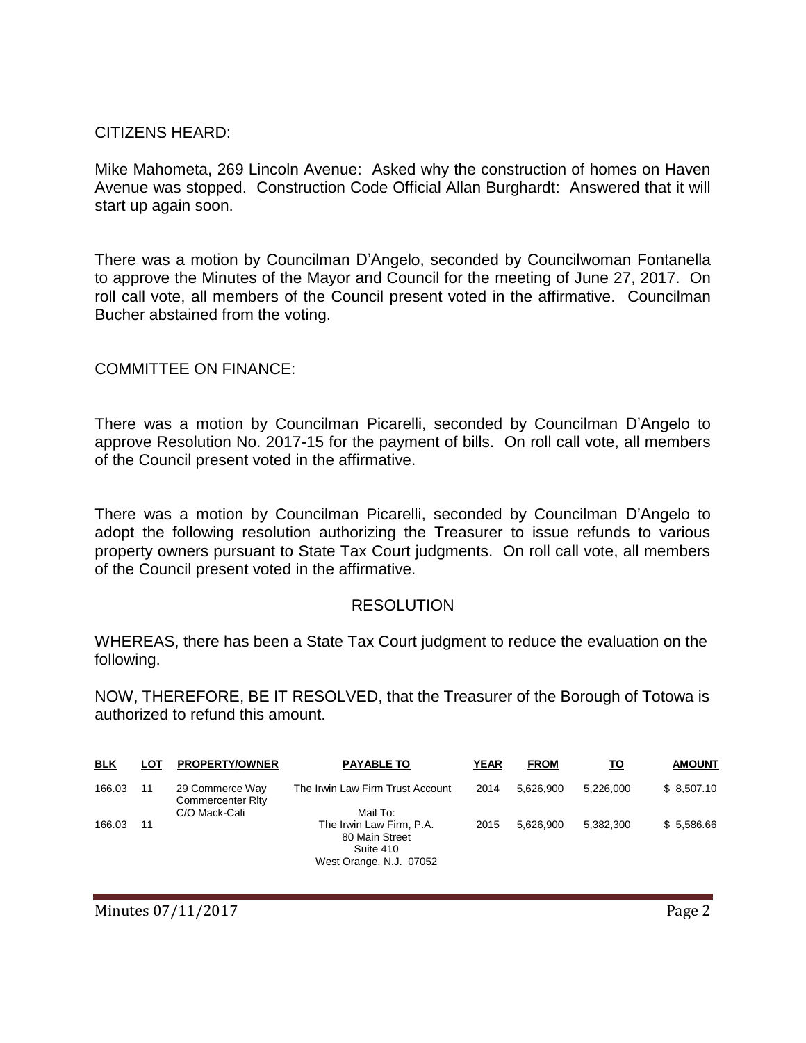CITIZENS HEARD:

Mike Mahometa, 269 Lincoln Avenue: Asked why the construction of homes on Haven Avenue was stopped. Construction Code Official Allan Burghardt: Answered that it will start up again soon.

There was a motion by Councilman D'Angelo, seconded by Councilwoman Fontanella to approve the Minutes of the Mayor and Council for the meeting of June 27, 2017. On roll call vote, all members of the Council present voted in the affirmative. Councilman Bucher abstained from the voting.

COMMITTEE ON FINANCE:

There was a motion by Councilman Picarelli, seconded by Councilman D'Angelo to approve Resolution No. 2017-15 for the payment of bills. On roll call vote, all members of the Council present voted in the affirmative.

There was a motion by Councilman Picarelli, seconded by Councilman D'Angelo to adopt the following resolution authorizing the Treasurer to issue refunds to various property owners pursuant to State Tax Court judgments. On roll call vote, all members of the Council present voted in the affirmative.

RESOLUTION

WHEREAS, there has been a State Tax Court judgment to reduce the evaluation on the following.

NOW, THEREFORE, BE IT RESOLVED, that the Treasurer of the Borough of Totowa is authorized to refund this amount.

| BLK | LOT | PROPERTY/OWNER | PAYABLE TO | YEAR | FROM | TO | AMOUNT |
|---|---|---|---|---|---|---|---|
| 166.03 | 11 | 29 Commerce Way Commercenter Rlty C/O Mack-Cali | The Irwin Law Firm Trust Account | 2014 | 5,626,900 | 5,226,000 | $ 8,507.10 |
| 166.03 | 11 | | Mail To: The Irwin Law Firm, P.A. 80 Main Street Suite 410 West Orange, N.J. 07052 | 2015 | 5,626,900 | 5,382,300 | $ 5,586.66 |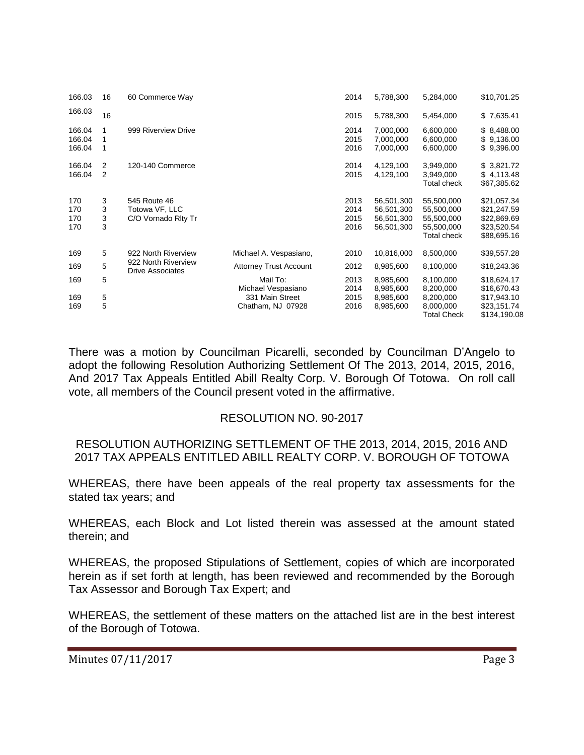| | | | | | | | |
|---|---|---|---|---|---|---|---|
| 166.03 | 16 | 60 Commerce Way | | 2014 | 5,788,300 | 5,284,000 | $10,701.25 |
| 166.03 | 16 | | | 2015 | 5,788,300 | 5,454,000 | $ 7,635.41 |
| 166.04 | 1 | 999 Riverview Drive | | 2014 | 7,000,000 | 6,600,000 | $ 8,488.00 |
| 166.04 | 1 | | | 2015 | 7,000,000 | 6,600,000 | $ 9,136.00 |
| 166.04 | 1 | | | 2016 | 7,000,000 | 6,600,000 | $ 9,396.00 |
| 166.04 | 2 | 120-140 Commerce | | 2014 | 4,129,100 | 3,949,000 | $ 3,821.72 |
| 166.04 | 2 | | | 2015 | 4,129,100 | 3,949,000 | $ 4,113.48 |
| | | | | | | Total check | $67,385.62 |
| 170 | 3 | 545 Route 46 | | 2013 | 56,501,300 | 55,500,000 | $21,057.34 |
| 170 | 3 | Totowa VF, LLC | | 2014 | 56,501,300 | 55,500,000 | $21,247.59 |
| 170 | 3 | C/O Vornado Rlty Tr | | 2015 | 56,501,300 | 55,500,000 | $22,869.69 |
| 170 | 3 | | | 2016 | 56,501,300 | 55,500,000 | $23,520.54 |
| | | | | | | Total check | $88,695.16 |
| 169 | 5 | 922 North Riverview | Michael A. Vespasiano, | 2010 | 10,816,000 | 8,500,000 | $39,557.28 |
| 169 | 5 | 922 North Riverview Drive Associates | Attorney Trust Account | 2012 | 8,985,600 | 8,100,000 | $18,243.36 |
| 169 | 5 | | Mail To: | 2013 | 8,985,600 | 8,100,000 | $18,624.17 |
| | | | Michael Vespasiano | 2014 | 8,985,600 | 8,200,000 | $16,670.43 |
| 169 | 5 | | 331 Main Street | 2015 | 8,985,600 | 8,200,000 | $17,943.10 |
| 169 | 5 | | Chatham, NJ 07928 | 2016 | 8,985,600 | 8,000,000 | $23,151.74 |
| | | | | | | Total Check | $134,190.08 |

There was a motion by Councilman Picarelli, seconded by Councilman D'Angelo to adopt the following Resolution Authorizing Settlement Of The 2013, 2014, 2015, 2016, And 2017 Tax Appeals Entitled Abill Realty Corp. V. Borough Of Totowa. On roll call vote, all members of the Council present voted in the affirmative.

RESOLUTION NO. 90-2017

RESOLUTION AUTHORIZING SETTLEMENT OF THE 2013, 2014, 2015, 2016 AND 2017 TAX APPEALS ENTITLED ABILL REALTY CORP. V. BOROUGH OF TOTOWA

WHEREAS, there have been appeals of the real property tax assessments for the stated tax years; and

WHEREAS, each Block and Lot listed therein was assessed at the amount stated therein; and

WHEREAS, the proposed Stipulations of Settlement, copies of which are incorporated herein as if set forth at length, has been reviewed and recommended by the Borough Tax Assessor and Borough Tax Expert; and

WHEREAS, the settlement of these matters on the attached list are in the best interest of the Borough of Totowa.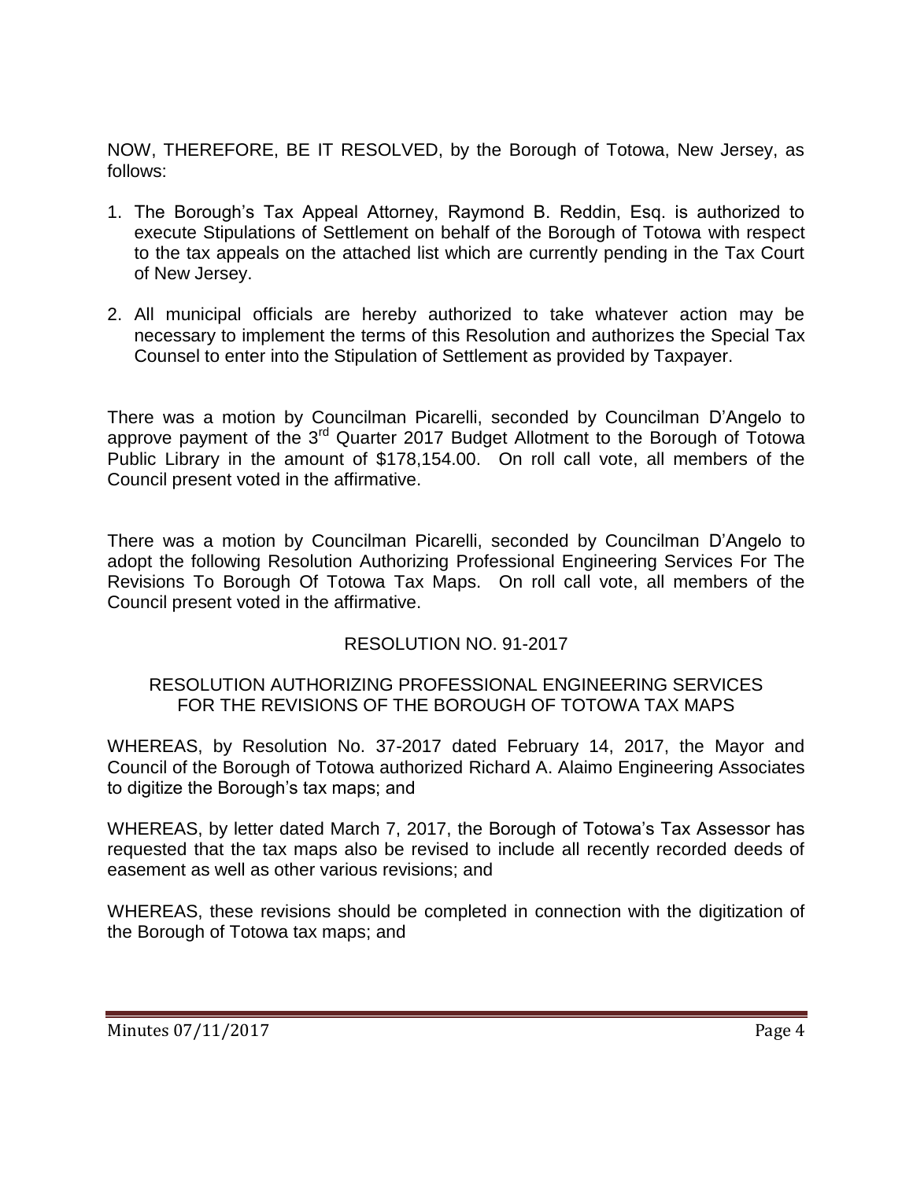NOW, THEREFORE, BE IT RESOLVED, by the Borough of Totowa, New Jersey, as follows:

1. The Borough's Tax Appeal Attorney, Raymond B. Reddin, Esq. is authorized to execute Stipulations of Settlement on behalf of the Borough of Totowa with respect to the tax appeals on the attached list which are currently pending in the Tax Court of New Jersey.

2. All municipal officials are hereby authorized to take whatever action may be necessary to implement the terms of this Resolution and authorizes the Special Tax Counsel to enter into the Stipulation of Settlement as provided by Taxpayer.

There was a motion by Councilman Picarelli, seconded by Councilman D'Angelo to approve payment of the 3rd Quarter 2017 Budget Allotment to the Borough of Totowa Public Library in the amount of $178,154.00. On roll call vote, all members of the Council present voted in the affirmative.

There was a motion by Councilman Picarelli, seconded by Councilman D'Angelo to adopt the following Resolution Authorizing Professional Engineering Services For The Revisions To Borough Of Totowa Tax Maps. On roll call vote, all members of the Council present voted in the affirmative.

RESOLUTION NO. 91-2017

RESOLUTION AUTHORIZING PROFESSIONAL ENGINEERING SERVICES FOR THE REVISIONS OF THE BOROUGH OF TOTOWA TAX MAPS

WHEREAS, by Resolution No. 37-2017 dated February 14, 2017, the Mayor and Council of the Borough of Totowa authorized Richard A. Alaimo Engineering Associates to digitize the Borough's tax maps; and

WHEREAS, by letter dated March 7, 2017, the Borough of Totowa's Tax Assessor has requested that the tax maps also be revised to include all recently recorded deeds of easement as well as other various revisions; and

WHEREAS, these revisions should be completed in connection with the digitization of the Borough of Totowa tax maps; and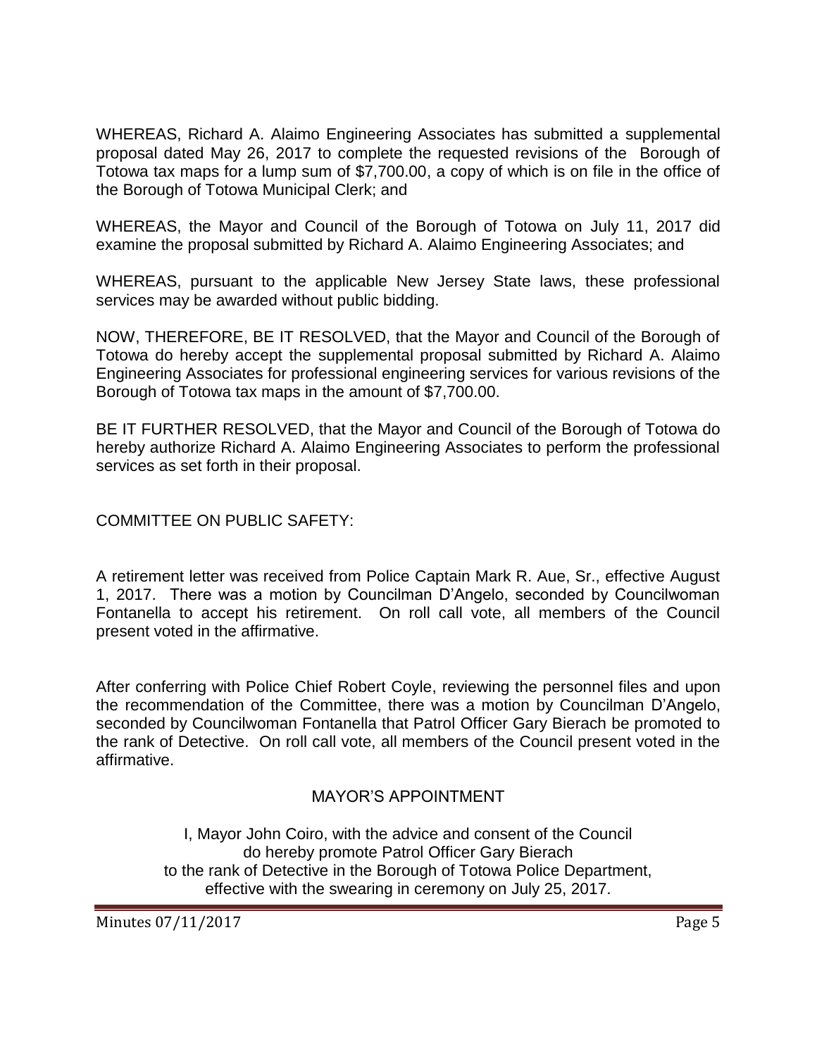WHEREAS, Richard A. Alaimo Engineering Associates has submitted a supplemental proposal dated May 26, 2017 to complete the requested revisions of the Borough of Totowa tax maps for a lump sum of $7,700.00, a copy of which is on file in the office of the Borough of Totowa Municipal Clerk; and

WHEREAS, the Mayor and Council of the Borough of Totowa on July 11, 2017 did examine the proposal submitted by Richard A. Alaimo Engineering Associates; and

WHEREAS, pursuant to the applicable New Jersey State laws, these professional services may be awarded without public bidding.

NOW, THEREFORE, BE IT RESOLVED, that the Mayor and Council of the Borough of Totowa do hereby accept the supplemental proposal submitted by Richard A. Alaimo Engineering Associates for professional engineering services for various revisions of the Borough of Totowa tax maps in the amount of $7,700.00.

BE IT FURTHER RESOLVED, that the Mayor and Council of the Borough of Totowa do hereby authorize Richard A. Alaimo Engineering Associates to perform the professional services as set forth in their proposal.

COMMITTEE ON PUBLIC SAFETY:

A retirement letter was received from Police Captain Mark R. Aue, Sr., effective August 1, 2017. There was a motion by Councilman D'Angelo, seconded by Councilwoman Fontanella to accept his retirement. On roll call vote, all members of the Council present voted in the affirmative.

After conferring with Police Chief Robert Coyle, reviewing the personnel files and upon the recommendation of the Committee, there was a motion by Councilman D'Angelo, seconded by Councilwoman Fontanella that Patrol Officer Gary Bierach be promoted to the rank of Detective. On roll call vote, all members of the Council present voted in the affirmative.

## MAYOR'S APPOINTMENT

I, Mayor John Coiro, with the advice and consent of the Council do hereby promote Patrol Officer Gary Bierach to the rank of Detective in the Borough of Totowa Police Department, effective with the swearing in ceremony on July 25, 2017.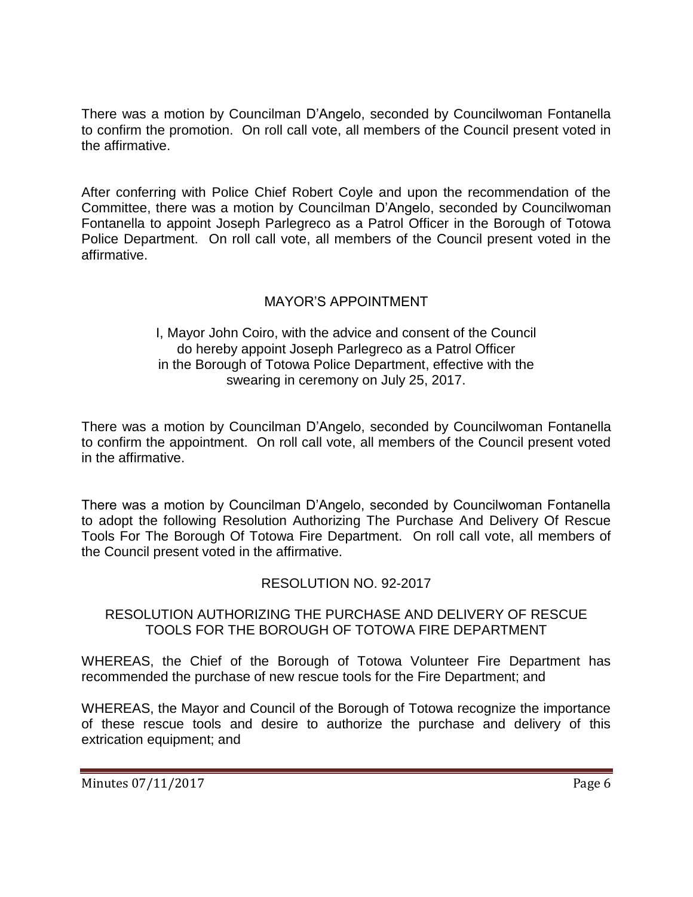There was a motion by Councilman D'Angelo, seconded by Councilwoman Fontanella to confirm the promotion. On roll call vote, all members of the Council present voted in the affirmative.

After conferring with Police Chief Robert Coyle and upon the recommendation of the Committee, there was a motion by Councilman D'Angelo, seconded by Councilwoman Fontanella to appoint Joseph Parlegreco as a Patrol Officer in the Borough of Totowa Police Department. On roll call vote, all members of the Council present voted in the affirmative.

## MAYOR'S APPOINTMENT

I, Mayor John Coiro, with the advice and consent of the Council do hereby appoint Joseph Parlegreco as a Patrol Officer in the Borough of Totowa Police Department, effective with the swearing in ceremony on July 25, 2017.

There was a motion by Councilman D'Angelo, seconded by Councilwoman Fontanella to confirm the appointment. On roll call vote, all members of the Council present voted in the affirmative.

There was a motion by Councilman D'Angelo, seconded by Councilwoman Fontanella to adopt the following Resolution Authorizing The Purchase And Delivery Of Rescue Tools For The Borough Of Totowa Fire Department. On roll call vote, all members of the Council present voted in the affirmative.

## RESOLUTION NO. 92-2017

### RESOLUTION AUTHORIZING THE PURCHASE AND DELIVERY OF RESCUE TOOLS FOR THE BOROUGH OF TOTOWA FIRE DEPARTMENT

WHEREAS, the Chief of the Borough of Totowa Volunteer Fire Department has recommended the purchase of new rescue tools for the Fire Department; and

WHEREAS, the Mayor and Council of the Borough of Totowa recognize the importance of these rescue tools and desire to authorize the purchase and delivery of this extrication equipment; and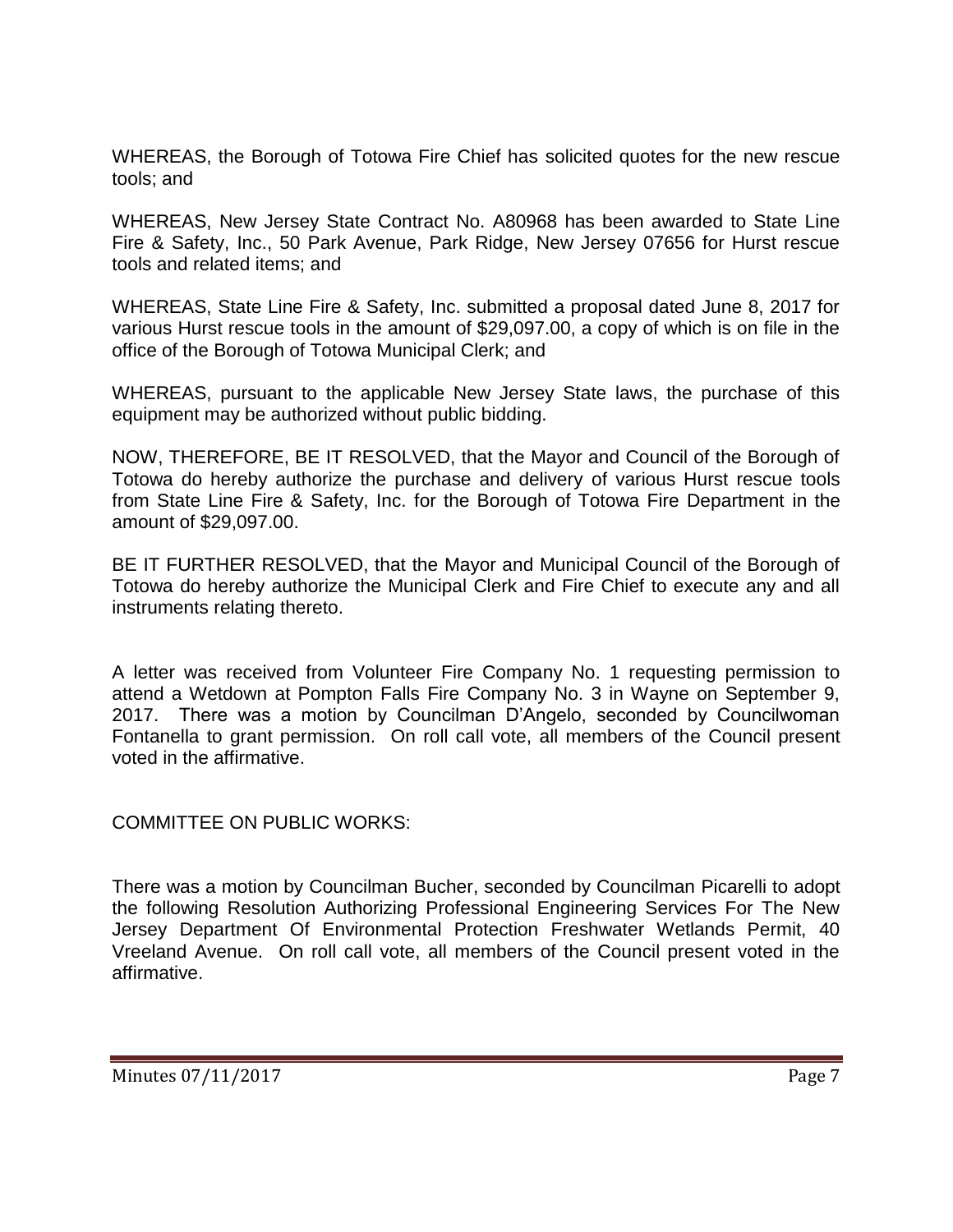WHEREAS, the Borough of Totowa Fire Chief has solicited quotes for the new rescue tools; and

WHEREAS, New Jersey State Contract No. A80968 has been awarded to State Line Fire & Safety, Inc., 50 Park Avenue, Park Ridge, New Jersey 07656 for Hurst rescue tools and related items; and

WHEREAS, State Line Fire & Safety, Inc. submitted a proposal dated June 8, 2017 for various Hurst rescue tools in the amount of $29,097.00, a copy of which is on file in the office of the Borough of Totowa Municipal Clerk; and

WHEREAS, pursuant to the applicable New Jersey State laws, the purchase of this equipment may be authorized without public bidding.

NOW, THEREFORE, BE IT RESOLVED, that the Mayor and Council of the Borough of Totowa do hereby authorize the purchase and delivery of various Hurst rescue tools from State Line Fire & Safety, Inc. for the Borough of Totowa Fire Department in the amount of $29,097.00.

BE IT FURTHER RESOLVED, that the Mayor and Municipal Council of the Borough of Totowa do hereby authorize the Municipal Clerk and Fire Chief to execute any and all instruments relating thereto.

A letter was received from Volunteer Fire Company No. 1 requesting permission to attend a Wetdown at Pompton Falls Fire Company No. 3 in Wayne on September 9, 2017. There was a motion by Councilman D'Angelo, seconded by Councilwoman Fontanella to grant permission. On roll call vote, all members of the Council present voted in the affirmative.

COMMITTEE ON PUBLIC WORKS:

There was a motion by Councilman Bucher, seconded by Councilman Picarelli to adopt the following Resolution Authorizing Professional Engineering Services For The New Jersey Department Of Environmental Protection Freshwater Wetlands Permit, 40 Vreeland Avenue. On roll call vote, all members of the Council present voted in the affirmative.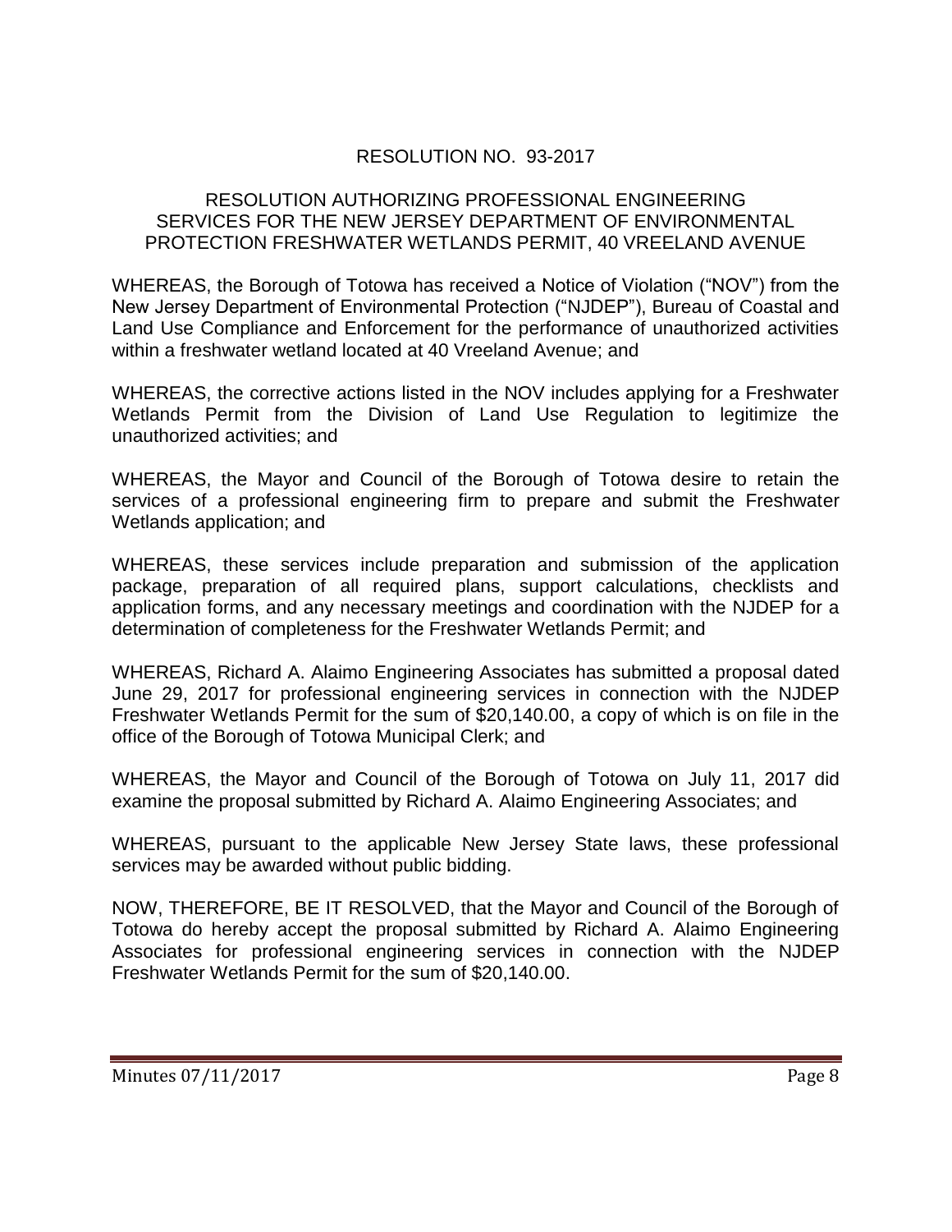## RESOLUTION NO. 93-2017

### RESOLUTION AUTHORIZING PROFESSIONAL ENGINEERING SERVICES FOR THE NEW JERSEY DEPARTMENT OF ENVIRONMENTAL PROTECTION FRESHWATER WETLANDS PERMIT, 40 VREELAND AVENUE

WHEREAS, the Borough of Totowa has received a Notice of Violation ("NOV") from the New Jersey Department of Environmental Protection ("NJDEP"), Bureau of Coastal and Land Use Compliance and Enforcement for the performance of unauthorized activities within a freshwater wetland located at 40 Vreeland Avenue; and

WHEREAS, the corrective actions listed in the NOV includes applying for a Freshwater Wetlands Permit from the Division of Land Use Regulation to legitimize the unauthorized activities; and

WHEREAS, the Mayor and Council of the Borough of Totowa desire to retain the services of a professional engineering firm to prepare and submit the Freshwater Wetlands application; and

WHEREAS, these services include preparation and submission of the application package, preparation of all required plans, support calculations, checklists and application forms, and any necessary meetings and coordination with the NJDEP for a determination of completeness for the Freshwater Wetlands Permit; and

WHEREAS, Richard A. Alaimo Engineering Associates has submitted a proposal dated June 29, 2017 for professional engineering services in connection with the NJDEP Freshwater Wetlands Permit for the sum of $20,140.00, a copy of which is on file in the office of the Borough of Totowa Municipal Clerk; and

WHEREAS, the Mayor and Council of the Borough of Totowa on July 11, 2017 did examine the proposal submitted by Richard A. Alaimo Engineering Associates; and

WHEREAS, pursuant to the applicable New Jersey State laws, these professional services may be awarded without public bidding.

NOW, THEREFORE, BE IT RESOLVED, that the Mayor and Council of the Borough of Totowa do hereby accept the proposal submitted by Richard A. Alaimo Engineering Associates for professional engineering services in connection with the NJDEP Freshwater Wetlands Permit for the sum of $20,140.00.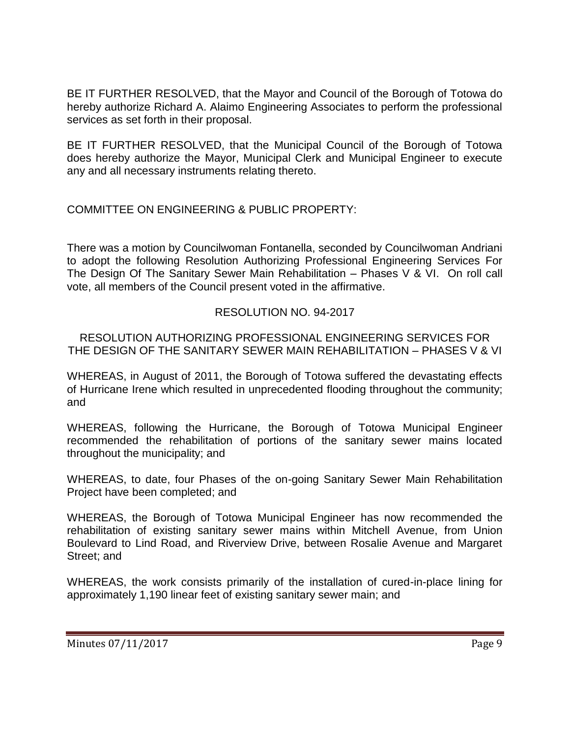BE IT FURTHER RESOLVED, that the Mayor and Council of the Borough of Totowa do hereby authorize Richard A. Alaimo Engineering Associates to perform the professional services as set forth in their proposal.

BE IT FURTHER RESOLVED, that the Municipal Council of the Borough of Totowa does hereby authorize the Mayor, Municipal Clerk and Municipal Engineer to execute any and all necessary instruments relating thereto.

COMMITTEE ON ENGINEERING & PUBLIC PROPERTY:

There was a motion by Councilwoman Fontanella, seconded by Councilwoman Andriani to adopt the following Resolution Authorizing Professional Engineering Services For The Design Of The Sanitary Sewer Main Rehabilitation – Phases V & VI. On roll call vote, all members of the Council present voted in the affirmative.

RESOLUTION NO. 94-2017

RESOLUTION AUTHORIZING PROFESSIONAL ENGINEERING SERVICES FOR THE DESIGN OF THE SANITARY SEWER MAIN REHABILITATION – PHASES V & VI

WHEREAS, in August of 2011, the Borough of Totowa suffered the devastating effects of Hurricane Irene which resulted in unprecedented flooding throughout the community; and

WHEREAS, following the Hurricane, the Borough of Totowa Municipal Engineer recommended the rehabilitation of portions of the sanitary sewer mains located throughout the municipality; and

WHEREAS, to date, four Phases of the on-going Sanitary Sewer Main Rehabilitation Project have been completed; and

WHEREAS, the Borough of Totowa Municipal Engineer has now recommended the rehabilitation of existing sanitary sewer mains within Mitchell Avenue, from Union Boulevard to Lind Road, and Riverview Drive, between Rosalie Avenue and Margaret Street; and

WHEREAS, the work consists primarily of the installation of cured-in-place lining for approximately 1,190 linear feet of existing sanitary sewer main; and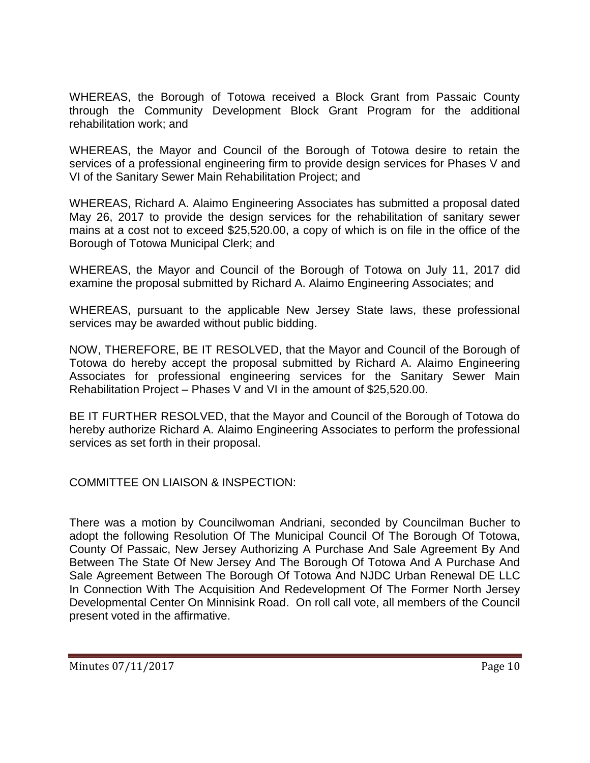WHEREAS, the Borough of Totowa received a Block Grant from Passaic County through the Community Development Block Grant Program for the additional rehabilitation work; and

WHEREAS, the Mayor and Council of the Borough of Totowa desire to retain the services of a professional engineering firm to provide design services for Phases V and VI of the Sanitary Sewer Main Rehabilitation Project; and

WHEREAS, Richard A. Alaimo Engineering Associates has submitted a proposal dated May 26, 2017 to provide the design services for the rehabilitation of sanitary sewer mains at a cost not to exceed $25,520.00, a copy of which is on file in the office of the Borough of Totowa Municipal Clerk; and

WHEREAS, the Mayor and Council of the Borough of Totowa on July 11, 2017 did examine the proposal submitted by Richard A. Alaimo Engineering Associates; and

WHEREAS, pursuant to the applicable New Jersey State laws, these professional services may be awarded without public bidding.

NOW, THEREFORE, BE IT RESOLVED, that the Mayor and Council of the Borough of Totowa do hereby accept the proposal submitted by Richard A. Alaimo Engineering Associates for professional engineering services for the Sanitary Sewer Main Rehabilitation Project – Phases V and VI in the amount of $25,520.00.

BE IT FURTHER RESOLVED, that the Mayor and Council of the Borough of Totowa do hereby authorize Richard A. Alaimo Engineering Associates to perform the professional services as set forth in their proposal.

COMMITTEE ON LIAISON & INSPECTION:

There was a motion by Councilwoman Andriani, seconded by Councilman Bucher to adopt the following Resolution Of The Municipal Council Of The Borough Of Totowa, County Of Passaic, New Jersey Authorizing A Purchase And Sale Agreement By And Between The State Of New Jersey And The Borough Of Totowa And A Purchase And Sale Agreement Between The Borough Of Totowa And NJDC Urban Renewal DE LLC In Connection With The Acquisition And Redevelopment Of The Former North Jersey Developmental Center On Minnisink Road. On roll call vote, all members of the Council present voted in the affirmative.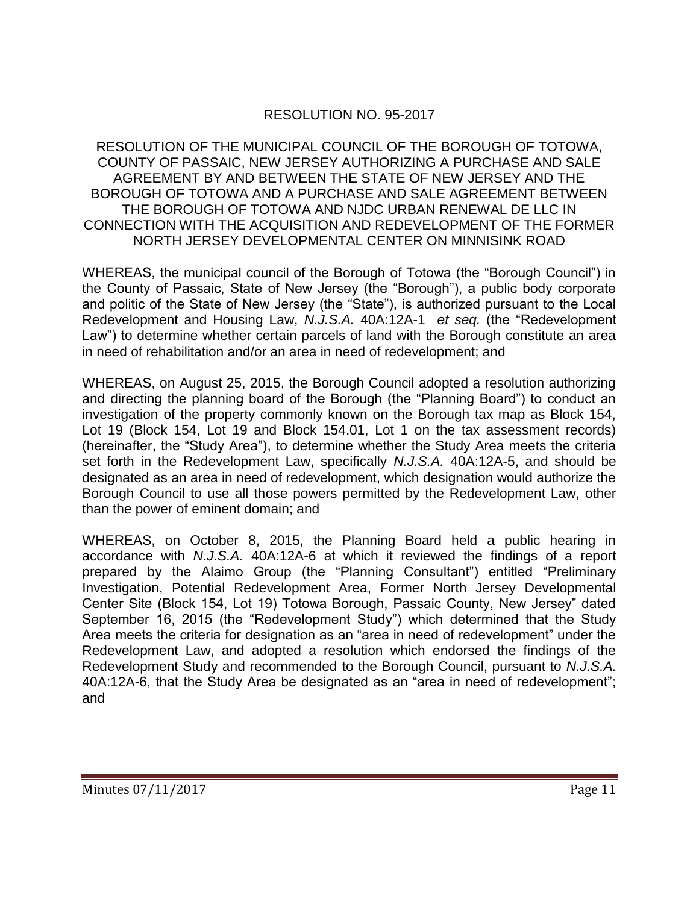RESOLUTION NO. 95-2017

RESOLUTION OF THE MUNICIPAL COUNCIL OF THE BOROUGH OF TOTOWA, COUNTY OF PASSAIC, NEW JERSEY AUTHORIZING A PURCHASE AND SALE AGREEMENT BY AND BETWEEN THE STATE OF NEW JERSEY AND THE BOROUGH OF TOTOWA AND A PURCHASE AND SALE AGREEMENT BETWEEN THE BOROUGH OF TOTOWA AND NJDC URBAN RENEWAL DE LLC IN CONNECTION WITH THE ACQUISITION AND REDEVELOPMENT OF THE FORMER NORTH JERSEY DEVELOPMENTAL CENTER ON MINNISINK ROAD

WHEREAS, the municipal council of the Borough of Totowa (the "Borough Council") in the County of Passaic, State of New Jersey (the "Borough"), a public body corporate and politic of the State of New Jersey (the "State"), is authorized pursuant to the Local Redevelopment and Housing Law, *N.J.S.A.* 40A:12A-1 *et seq.* (the "Redevelopment Law") to determine whether certain parcels of land with the Borough constitute an area in need of rehabilitation and/or an area in need of redevelopment; and

WHEREAS, on August 25, 2015, the Borough Council adopted a resolution authorizing and directing the planning board of the Borough (the "Planning Board") to conduct an investigation of the property commonly known on the Borough tax map as Block 154, Lot 19 (Block 154, Lot 19 and Block 154.01, Lot 1 on the tax assessment records) (hereinafter, the "Study Area"), to determine whether the Study Area meets the criteria set forth in the Redevelopment Law, specifically *N.J.S.A.* 40A:12A-5, and should be designated as an area in need of redevelopment, which designation would authorize the Borough Council to use all those powers permitted by the Redevelopment Law, other than the power of eminent domain; and

WHEREAS, on October 8, 2015, the Planning Board held a public hearing in accordance with *N.J.S.A.* 40A:12A-6 at which it reviewed the findings of a report prepared by the Alaimo Group (the "Planning Consultant") entitled "Preliminary Investigation, Potential Redevelopment Area, Former North Jersey Developmental Center Site (Block 154, Lot 19) Totowa Borough, Passaic County, New Jersey" dated September 16, 2015 (the "Redevelopment Study") which determined that the Study Area meets the criteria for designation as an "area in need of redevelopment" under the Redevelopment Law, and adopted a resolution which endorsed the findings of the Redevelopment Study and recommended to the Borough Council, pursuant to *N.J.S.A.* 40A:12A-6, that the Study Area be designated as an "area in need of redevelopment"; and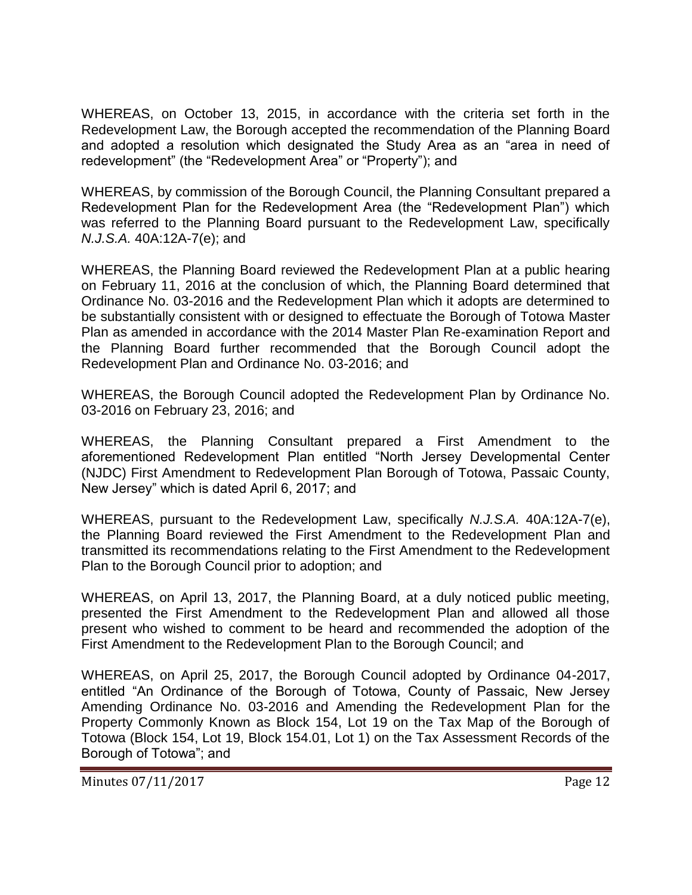WHEREAS, on October 13, 2015, in accordance with the criteria set forth in the Redevelopment Law, the Borough accepted the recommendation of the Planning Board and adopted a resolution which designated the Study Area as an "area in need of redevelopment" (the "Redevelopment Area" or "Property"); and

WHEREAS, by commission of the Borough Council, the Planning Consultant prepared a Redevelopment Plan for the Redevelopment Area (the "Redevelopment Plan") which was referred to the Planning Board pursuant to the Redevelopment Law, specifically *N.J.S.A.* 40A:12A-7(e); and

WHEREAS, the Planning Board reviewed the Redevelopment Plan at a public hearing on February 11, 2016 at the conclusion of which, the Planning Board determined that Ordinance No. 03-2016 and the Redevelopment Plan which it adopts are determined to be substantially consistent with or designed to effectuate the Borough of Totowa Master Plan as amended in accordance with the 2014 Master Plan Re-examination Report and the Planning Board further recommended that the Borough Council adopt the Redevelopment Plan and Ordinance No. 03-2016; and

WHEREAS, the Borough Council adopted the Redevelopment Plan by Ordinance No. 03-2016 on February 23, 2016; and

WHEREAS, the Planning Consultant prepared a First Amendment to the aforementioned Redevelopment Plan entitled "North Jersey Developmental Center (NJDC) First Amendment to Redevelopment Plan Borough of Totowa, Passaic County, New Jersey" which is dated April 6, 2017; and

WHEREAS, pursuant to the Redevelopment Law, specifically *N.J.S.A.* 40A:12A-7(e), the Planning Board reviewed the First Amendment to the Redevelopment Plan and transmitted its recommendations relating to the First Amendment to the Redevelopment Plan to the Borough Council prior to adoption; and

WHEREAS, on April 13, 2017, the Planning Board, at a duly noticed public meeting, presented the First Amendment to the Redevelopment Plan and allowed all those present who wished to comment to be heard and recommended the adoption of the First Amendment to the Redevelopment Plan to the Borough Council; and

WHEREAS, on April 25, 2017, the Borough Council adopted by Ordinance 04-2017, entitled "An Ordinance of the Borough of Totowa, County of Passaic, New Jersey Amending Ordinance No. 03-2016 and Amending the Redevelopment Plan for the Property Commonly Known as Block 154, Lot 19 on the Tax Map of the Borough of Totowa (Block 154, Lot 19, Block 154.01, Lot 1) on the Tax Assessment Records of the Borough of Totowa"; and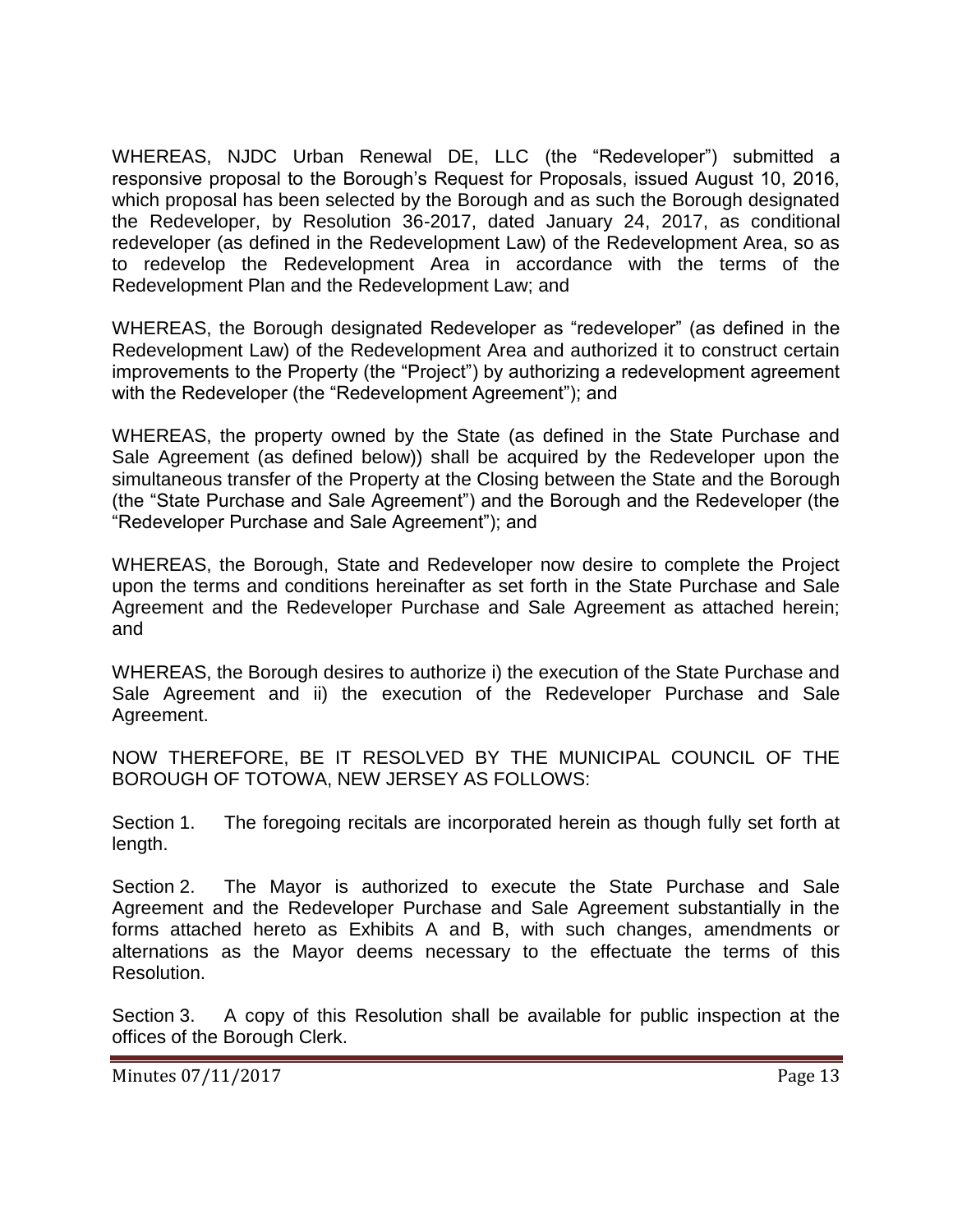WHEREAS, NJDC Urban Renewal DE, LLC (the "Redeveloper") submitted a responsive proposal to the Borough's Request for Proposals, issued August 10, 2016, which proposal has been selected by the Borough and as such the Borough designated the Redeveloper, by Resolution 36-2017, dated January 24, 2017, as conditional redeveloper (as defined in the Redevelopment Law) of the Redevelopment Area, so as to redevelop the Redevelopment Area in accordance with the terms of the Redevelopment Plan and the Redevelopment Law; and

WHEREAS, the Borough designated Redeveloper as "redeveloper" (as defined in the Redevelopment Law) of the Redevelopment Area and authorized it to construct certain improvements to the Property (the "Project") by authorizing a redevelopment agreement with the Redeveloper (the "Redevelopment Agreement"); and

WHEREAS, the property owned by the State (as defined in the State Purchase and Sale Agreement (as defined below)) shall be acquired by the Redeveloper upon the simultaneous transfer of the Property at the Closing between the State and the Borough (the "State Purchase and Sale Agreement") and the Borough and the Redeveloper (the "Redeveloper Purchase and Sale Agreement"); and

WHEREAS, the Borough, State and Redeveloper now desire to complete the Project upon the terms and conditions hereinafter as set forth in the State Purchase and Sale Agreement and the Redeveloper Purchase and Sale Agreement as attached herein; and

WHEREAS, the Borough desires to authorize i) the execution of the State Purchase and Sale Agreement and ii) the execution of the Redeveloper Purchase and Sale Agreement.

NOW THEREFORE, BE IT RESOLVED BY THE MUNICIPAL COUNCIL OF THE BOROUGH OF TOTOWA, NEW JERSEY AS FOLLOWS:

Section 1. The foregoing recitals are incorporated herein as though fully set forth at length.

Section 2. The Mayor is authorized to execute the State Purchase and Sale Agreement and the Redeveloper Purchase and Sale Agreement substantially in the forms attached hereto as Exhibits A and B, with such changes, amendments or alternations as the Mayor deems necessary to the effectuate the terms of this Resolution.

Section 3. A copy of this Resolution shall be available for public inspection at the offices of the Borough Clerk.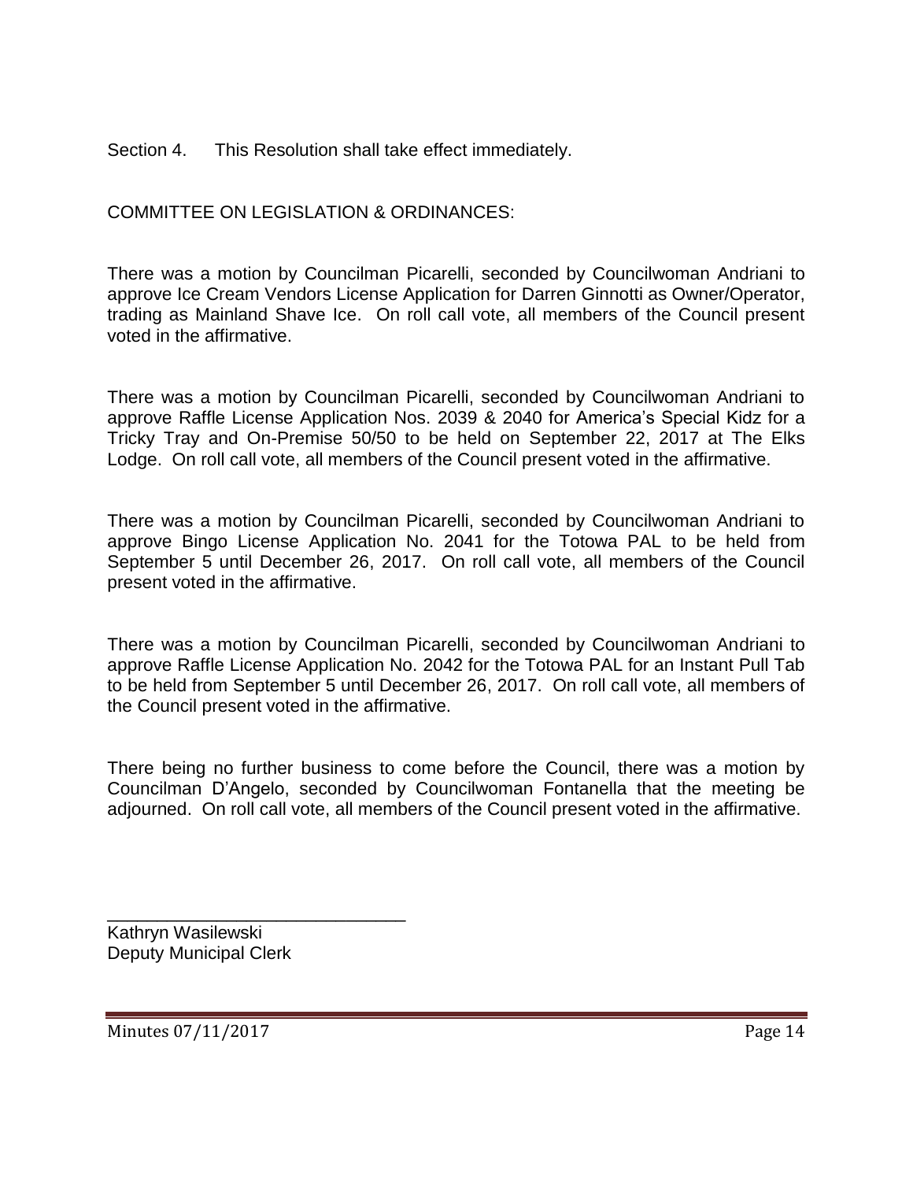Section 4. This Resolution shall take effect immediately.

COMMITTEE ON LEGISLATION & ORDINANCES:

There was a motion by Councilman Picarelli, seconded by Councilwoman Andriani to approve Ice Cream Vendors License Application for Darren Ginnotti as Owner/Operator, trading as Mainland Shave Ice. On roll call vote, all members of the Council present voted in the affirmative.

There was a motion by Councilman Picarelli, seconded by Councilwoman Andriani to approve Raffle License Application Nos. 2039 & 2040 for America's Special Kidz for a Tricky Tray and On-Premise 50/50 to be held on September 22, 2017 at The Elks Lodge. On roll call vote, all members of the Council present voted in the affirmative.

There was a motion by Councilman Picarelli, seconded by Councilwoman Andriani to approve Bingo License Application No. 2041 for the Totowa PAL to be held from September 5 until December 26, 2017. On roll call vote, all members of the Council present voted in the affirmative.

There was a motion by Councilman Picarelli, seconded by Councilwoman Andriani to approve Raffle License Application No. 2042 for the Totowa PAL for an Instant Pull Tab to be held from September 5 until December 26, 2017. On roll call vote, all members of the Council present voted in the affirmative.

There being no further business to come before the Council, there was a motion by Councilman D'Angelo, seconded by Councilwoman Fontanella that the meeting be adjourned. On roll call vote, all members of the Council present voted in the affirmative.

_______________________________
Kathryn Wasilewski
Deputy Municipal Clerk